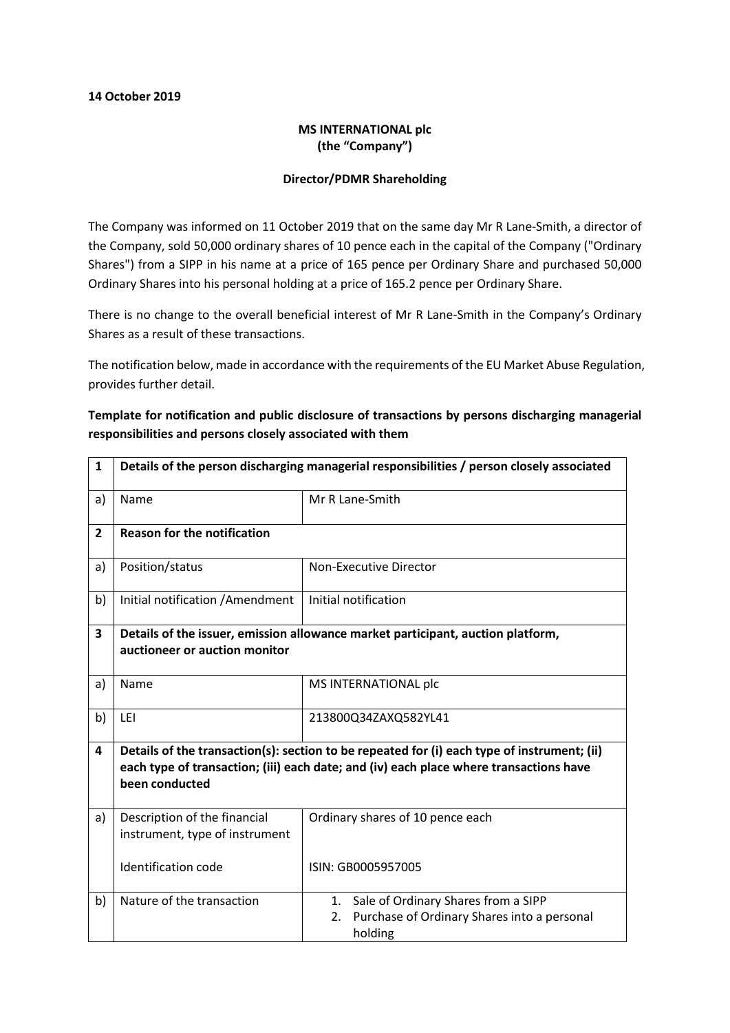**14 October 2019**

**MS INTERNATIONAL plc**
**(the "Company")**

**Director/PDMR Shareholding**

The Company was informed on 11 October 2019 that on the same day Mr R Lane-Smith, a director of the Company, sold 50,000 ordinary shares of 10 pence each in the capital of the Company ("Ordinary Shares") from a SIPP in his name at a price of 165 pence per Ordinary Share and purchased 50,000 Ordinary Shares into his personal holding at a price of 165.2 pence per Ordinary Share.

There is no change to the overall beneficial interest of Mr R Lane-Smith in the Company's Ordinary Shares as a result of these transactions.

The notification below, made in accordance with the requirements of the EU Market Abuse Regulation, provides further detail.

**Template for notification and public disclosure of transactions by persons discharging managerial responsibilities and persons closely associated with them**

| **1** | **Details of the person discharging managerial responsibilities / person closely associated** | |
|---|---|---|
| a) | Name | Mr R Lane-Smith |
| **2** | **Reason for the notification** | |
| a) | Position/status | Non-Executive Director |
| b) | Initial notification /Amendment | Initial notification |
| **3** | **Details of the issuer, emission allowance market participant, auction platform, auctioneer or auction monitor** | |
| a) | Name | MS INTERNATIONAL plc |
| b) | LEI | 213800Q34ZAXQ582YL41 |
| **4** | **Details of the transaction(s): section to be repeated for (i) each type of instrument; (ii) each type of transaction; (iii) each date; and (iv) each place where transactions have been conducted** | |
| a) | Description of the financial instrument, type of instrument<br><br>Identification code | Ordinary shares of 10 pence each<br><br>ISIN: GB0005957005 |
| b) | Nature of the transaction | 1. Sale of Ordinary Shares from a SIPP<br>2. Purchase of Ordinary Shares into a personal holding |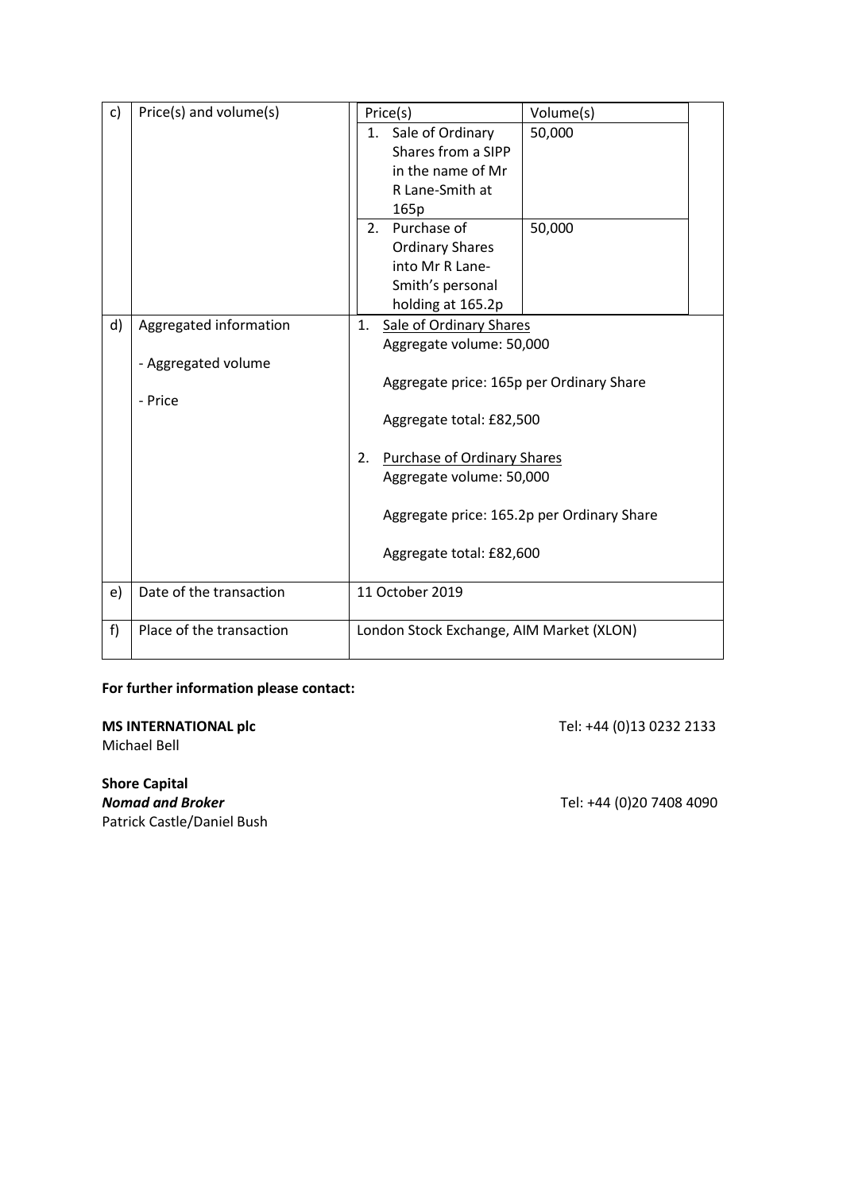| | | |
|---|---|---|
| c) | Price(s) and volume(s) | Price(s) / Volume(s)<br>1. Sale of Ordinary Shares from a SIPP in the name of Mr R Lane-Smith at 165p — 50,000<br>2. Purchase of Ordinary Shares into Mr R Lane-Smith's personal holding at 165.2p — 50,000 |
| d) | Aggregated information<br><br>- Aggregated volume<br><br>- Price | 1. Sale of Ordinary Shares<br>Aggregate volume: 50,000<br><br>Aggregate price: 165p per Ordinary Share<br><br>Aggregate total: £82,500<br><br>2. Purchase of Ordinary Shares<br>Aggregate volume: 50,000<br><br>Aggregate price: 165.2p per Ordinary Share<br><br>Aggregate total: £82,600 |
| e) | Date of the transaction | 11 October 2019 |
| f) | Place of the transaction | London Stock Exchange, AIM Market (XLON) |

**For further information please contact:**

**MS INTERNATIONAL plc** Tel: +44 (0)13 0232 2133
Michael Bell

**Shore Capital**
***Nomad and Broker*** Tel: +44 (0)20 7408 4090
Patrick Castle/Daniel Bush